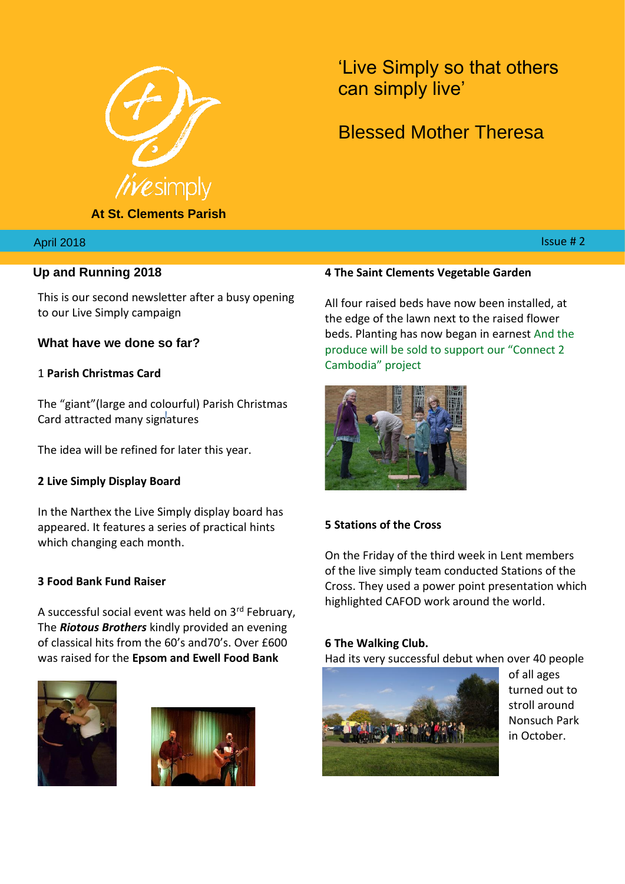livesimply

**At St. Clements Parish**

'Live Simply so that others can simply live'

Blessed Mother Theresa

April 2018 Issue # 2

## Up and Running 2018

This is our second newsletter after a busy opening to our Live Simply campaign

### What have we done so far?

1 **Parish Christmas Card**

The "giant"(large and colourful) Parish Christmas Card attracted many signatures

The idea will be refined for later this year.

**2 Live Simply Display Board**

In the Narthex the Live Simply display board has appeared. It features a series of practical hints which changing each month.

**3 Food Bank Fund Raiser**

A successful social event was held on 3rd February, The ***Riotous Brothers*** kindly provided an evening of classical hits from the 60's and70's. Over £600 was raised for the **Epsom and Ewell Food Bank**

**4 The Saint Clements Vegetable Garden**

All four raised beds have now been installed, at the edge of the lawn next to the raised flower beds. Planting has now began in earnest And the produce will be sold to support our "Connect 2 Cambodia" project

**5 Stations of the Cross**

On the Friday of the third week in Lent members of the live simply team conducted Stations of the Cross. They used a power point presentation which highlighted CAFOD work around the world.

**6 The Walking Club.**

Had its very successful debut when over 40 people of all ages turned out to stroll around Nonsuch Park in October.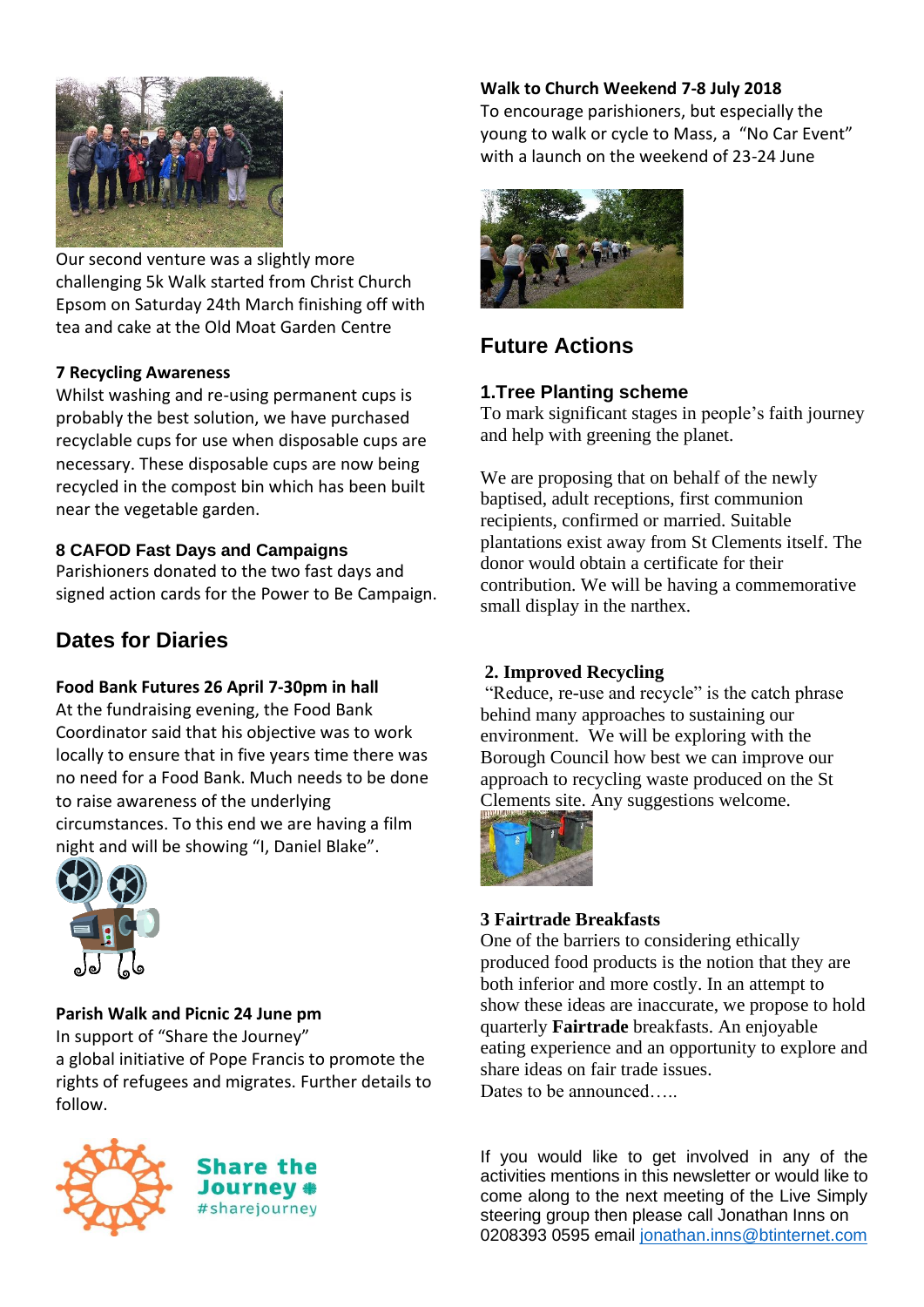Our second venture was a slightly more challenging 5k Walk started from Christ Church Epsom on Saturday 24th March finishing off with tea and cake at the Old Moat Garden Centre

**7 Recycling Awareness**

Whilst washing and re-using permanent cups is probably the best solution, we have purchased recyclable cups for use when disposable cups are necessary. These disposable cups are now being recycled in the compost bin which has been built near the vegetable garden.

**8 CAFOD Fast Days and Campaigns**

Parishioners donated to the two fast days and signed action cards for the Power to Be Campaign.

## Dates for Diaries

**Food Bank Futures 26 April 7-30pm in hall**

At the fundraising evening, the Food Bank Coordinator said that his objective was to work locally to ensure that in five years time there was no need for a Food Bank. Much needs to be done to raise awareness of the underlying circumstances. To this end we are having a film night and will be showing "I, Daniel Blake".

**Parish Walk and Picnic 24 June pm**

In support of "Share the Journey"
a global initiative of Pope Francis to promote the rights of refugees and migrates. Further details to follow.

Share the Journey
#sharejourney

**Walk to Church Weekend 7-8 July 2018**

To encourage parishioners, but especially the young to walk or cycle to Mass, a "No Car Event" with a launch on the weekend of 23-24 June

## Future Actions

### 1.Tree Planting scheme

To mark significant stages in people's faith journey and help with greening the planet.

We are proposing that on behalf of the newly baptised, adult receptions, first communion recipients, confirmed or married. Suitable plantations exist away from St Clements itself. The donor would obtain a certificate for their contribution. We will be having a commemorative small display in the narthex.

**2. Improved Recycling**

"Reduce, re-use and recycle" is the catch phrase behind many approaches to sustaining our environment. We will be exploring with the Borough Council how best we can improve our approach to recycling waste produced on the St Clements site. Any suggestions welcome.

**3 Fairtrade Breakfasts**

One of the barriers to considering ethically produced food products is the notion that they are both inferior and more costly. In an attempt to show these ideas are inaccurate, we propose to hold quarterly **Fairtrade** breakfasts. An enjoyable eating experience and an opportunity to explore and share ideas on fair trade issues.
Dates to be announced…..

If you would like to get involved in any of the activities mentions in this newsletter or would like to come along to the next meeting of the Live Simply steering group then please call Jonathan Inns on 0208393 0595 email jonathan.inns@btinternet.com